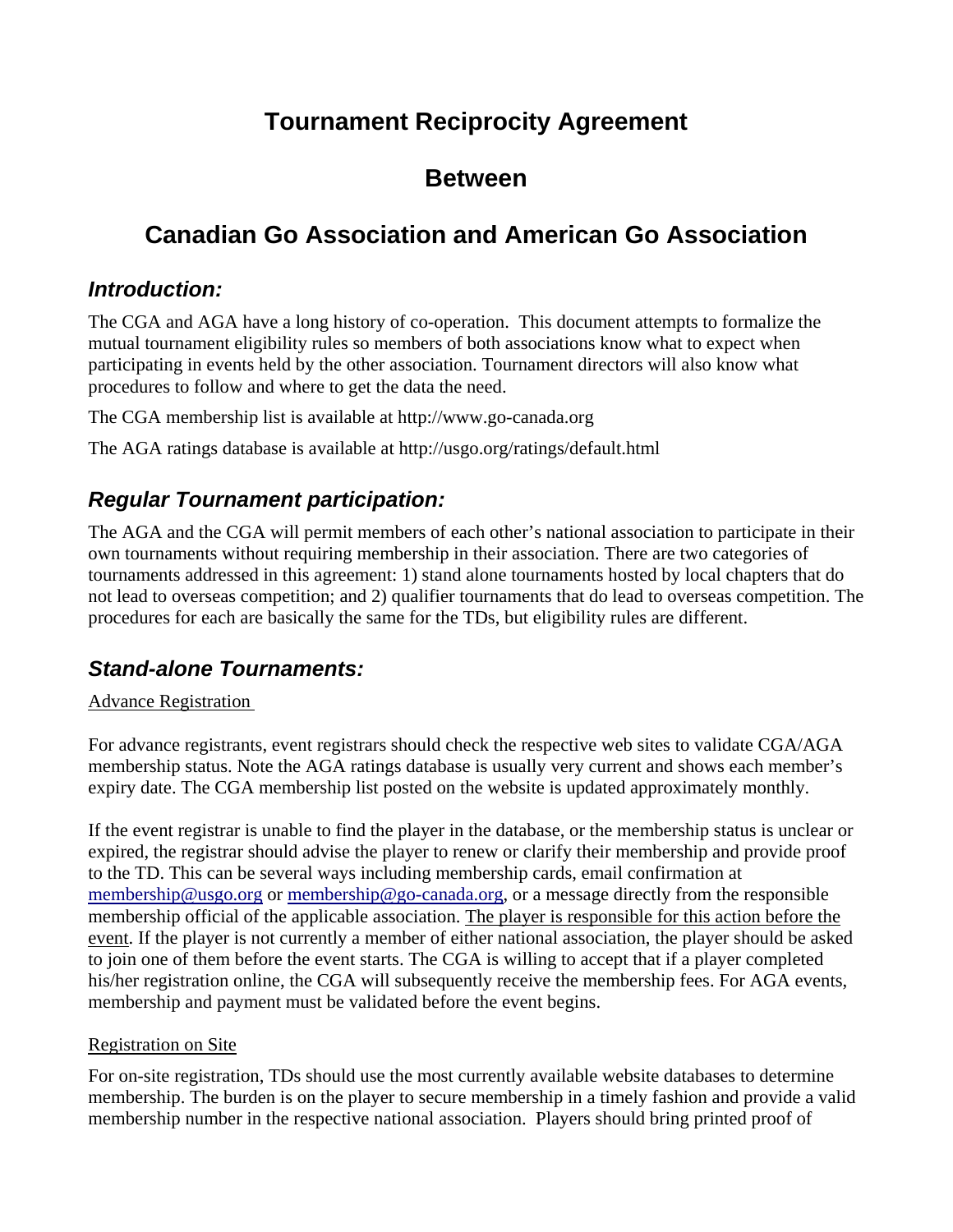# Tournament Reciprocity Agreement

# Between

# Canadian Go Association and American Go Association

## *Introduction:*

The CGA and AGA have a long history of co-operation. This document attempts to formalize the mutual tournament eligibility rules so members of both associations know what to expect when participating in events held by the other association. Tournament directors will also know what procedures to follow and where to get the data the need.

The CGA membership list is available at http://www.go-canada.org

The AGA ratings database is available at http://usgo.org/ratings/default.html

## *Regular Tournament participation:*

The AGA and the CGA will permit members of each other's national association to participate in their own tournaments without requiring membership in their association. There are two categories of tournaments addressed in this agreement: 1) stand alone tournaments hosted by local chapters that do not lead to overseas competition; and 2) qualifier tournaments that do lead to overseas competition. The procedures for each are basically the same for the TDs, but eligibility rules are different.

## *Stand-alone Tournaments:*

<u>Advance Registration</u>

For advance registrants, event registrars should check the respective web sites to validate CGA/AGA membership status. Note the AGA ratings database is usually very current and shows each member's expiry date. The CGA membership list posted on the website is updated approximately monthly.

If the event registrar is unable to find the player in the database, or the membership status is unclear or expired, the registrar should advise the player to renew or clarify their membership and provide proof to the TD. This can be several ways including membership cards, email confirmation at membership@usgo.org or membership@go-canada.org, or a message directly from the responsible membership official of the applicable association. <u>The player is responsible for this action before the event</u>. If the player is not currently a member of either national association, the player should be asked to join one of them before the event starts. The CGA is willing to accept that if a player completed his/her registration online, the CGA will subsequently receive the membership fees. For AGA events, membership and payment must be validated before the event begins.

<u>Registration on Site</u>

For on-site registration, TDs should use the most currently available website databases to determine membership. The burden is on the player to secure membership in a timely fashion and provide a valid membership number in the respective national association. Players should bring printed proof of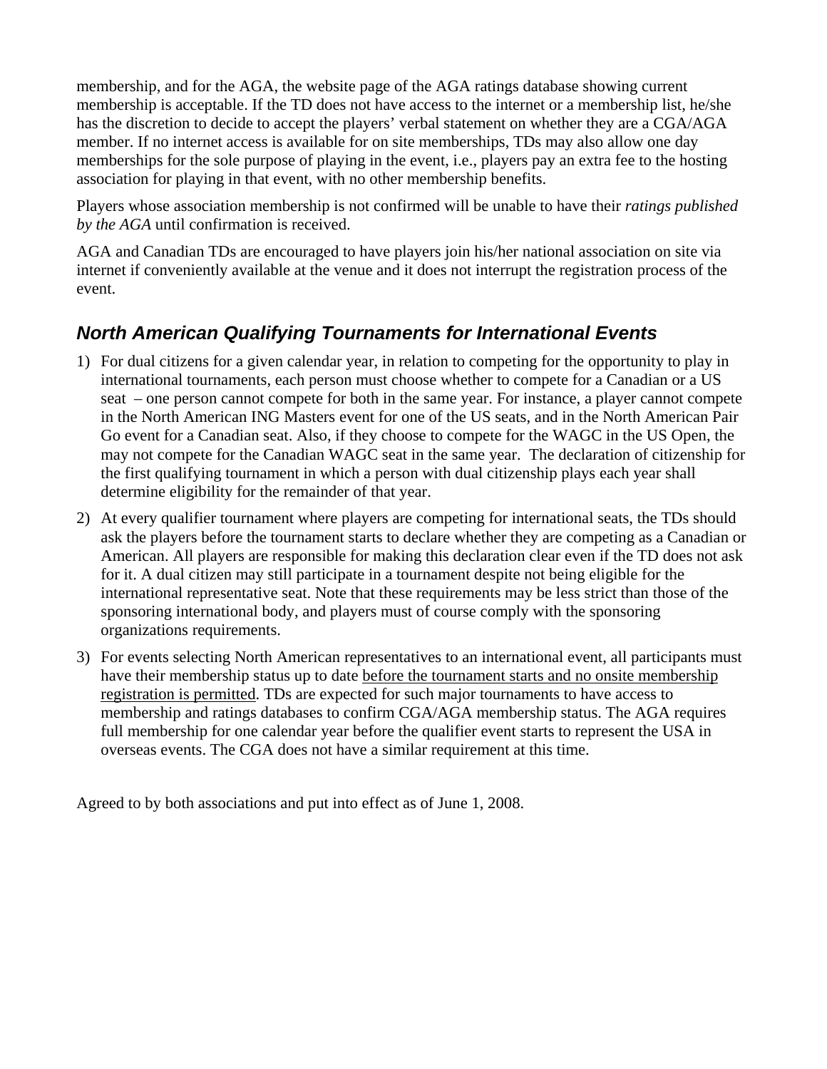membership, and for the AGA, the website page of the AGA ratings database showing current membership is acceptable. If the TD does not have access to the internet or a membership list, he/she has the discretion to decide to accept the players' verbal statement on whether they are a CGA/AGA member. If no internet access is available for on site memberships, TDs may also allow one day memberships for the sole purpose of playing in the event, i.e., players pay an extra fee to the hosting association for playing in that event, with no other membership benefits.

Players whose association membership is not confirmed will be unable to have their *ratings published by the AGA* until confirmation is received.

AGA and Canadian TDs are encouraged to have players join his/her national association on site via internet if conveniently available at the venue and it does not interrupt the registration process of the event.

## *North American Qualifying Tournaments for International Events*

1) For dual citizens for a given calendar year, in relation to competing for the opportunity to play in international tournaments, each person must choose whether to compete for a Canadian or a US seat – one person cannot compete for both in the same year. For instance, a player cannot compete in the North American ING Masters event for one of the US seats, and in the North American Pair Go event for a Canadian seat. Also, if they choose to compete for the WAGC in the US Open, the may not compete for the Canadian WAGC seat in the same year. The declaration of citizenship for the first qualifying tournament in which a person with dual citizenship plays each year shall determine eligibility for the remainder of that year.
2) At every qualifier tournament where players are competing for international seats, the TDs should ask the players before the tournament starts to declare whether they are competing as a Canadian or American. All players are responsible for making this declaration clear even if the TD does not ask for it. A dual citizen may still participate in a tournament despite not being eligible for the international representative seat. Note that these requirements may be less strict than those of the sponsoring international body, and players must of course comply with the sponsoring organizations requirements.
3) For events selecting North American representatives to an international event, all participants must have their membership status up to date <u>before the tournament starts and no onsite membership registration is permitted</u>. TDs are expected for such major tournaments to have access to membership and ratings databases to confirm CGA/AGA membership status. The AGA requires full membership for one calendar year before the qualifier event starts to represent the USA in overseas events. The CGA does not have a similar requirement at this time.

Agreed to by both associations and put into effect as of June 1, 2008.